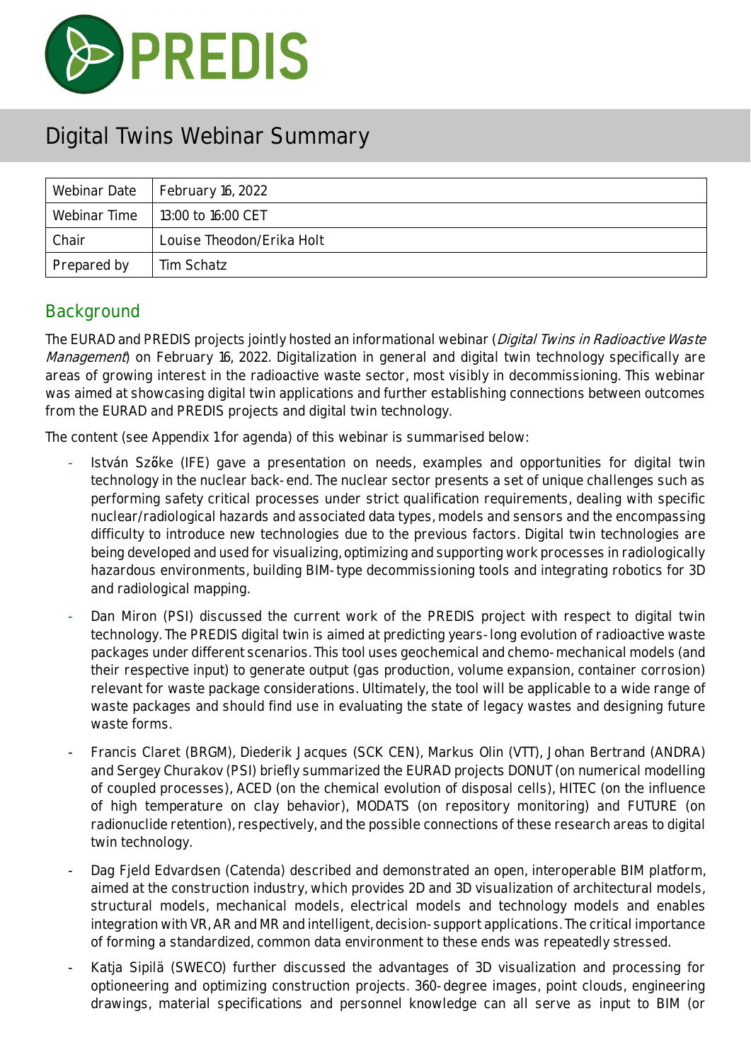PREDIS

# Digital Twins Webinar Summary

| Webinar Date | February 16, 2022 |
| --- | --- |
| Webinar Time | 13:00 to 16:00 CET |
| Chair | Louise Theodon/Erika Holt |
| Prepared by | Tim Schatz |

## Background

The EURAD and PREDIS projects jointly hosted an informational webinar (*Digital Twins in Radioactive Waste Management*) on February 16, 2022. Digitalization in general and digital twin technology specifically are areas of growing interest in the radioactive waste sector, most visibly in decommissioning. This webinar was aimed at showcasing digital twin applications and further establishing connections between outcomes from the EURAD and PREDIS projects and digital twin technology.

The content (see Appendix 1 for agenda) of this webinar is summarised below:

- István Szőke (IFE) gave a presentation on needs, examples and opportunities for digital twin technology in the nuclear back-end. The nuclear sector presents a set of unique challenges such as performing safety critical processes under strict qualification requirements, dealing with specific nuclear/radiological hazards and associated data types, models and sensors and the encompassing difficulty to introduce new technologies due to the previous factors. Digital twin technologies are being developed and used for visualizing, optimizing and supporting work processes in radiologically hazardous environments, building BIM-type decommissioning tools and integrating robotics for 3D and radiological mapping.
- Dan Miron (PSI) discussed the current work of the PREDIS project with respect to digital twin technology. The PREDIS digital twin is aimed at predicting years-long evolution of radioactive waste packages under different scenarios. This tool uses geochemical and chemo-mechanical models (and their respective input) to generate output (gas production, volume expansion, container corrosion) relevant for waste package considerations. Ultimately, the tool will be applicable to a wide range of waste packages and should find use in evaluating the state of legacy wastes and designing future waste forms.
- Francis Claret (BRGM), Diederik Jacques (SCK CEN), Markus Olin (VTT), Johan Bertrand (ANDRA) and Sergey Churakov (PSI) briefly summarized the EURAD projects DONUT (on numerical modelling of coupled processes), ACED (on the chemical evolution of disposal cells), HITEC (on the influence of high temperature on clay behavior), MODATS (on repository monitoring) and FUTURE (on radionuclide retention), respectively, and the possible connections of these research areas to digital twin technology.
- Dag Fjeld Edvardsen (Catenda) described and demonstrated an open, interoperable BIM platform, aimed at the construction industry, which provides 2D and 3D visualization of architectural models, structural models, mechanical models, electrical models and technology models and enables integration with VR, AR and MR and intelligent, decision-support applications. The critical importance of forming a standardized, common data environment to these ends was repeatedly stressed.
- Katja Sipilä (SWECO) further discussed the advantages of 3D visualization and processing for optioneering and optimizing construction projects. 360-degree images, point clouds, engineering drawings, material specifications and personnel knowledge can all serve as input to BIM (or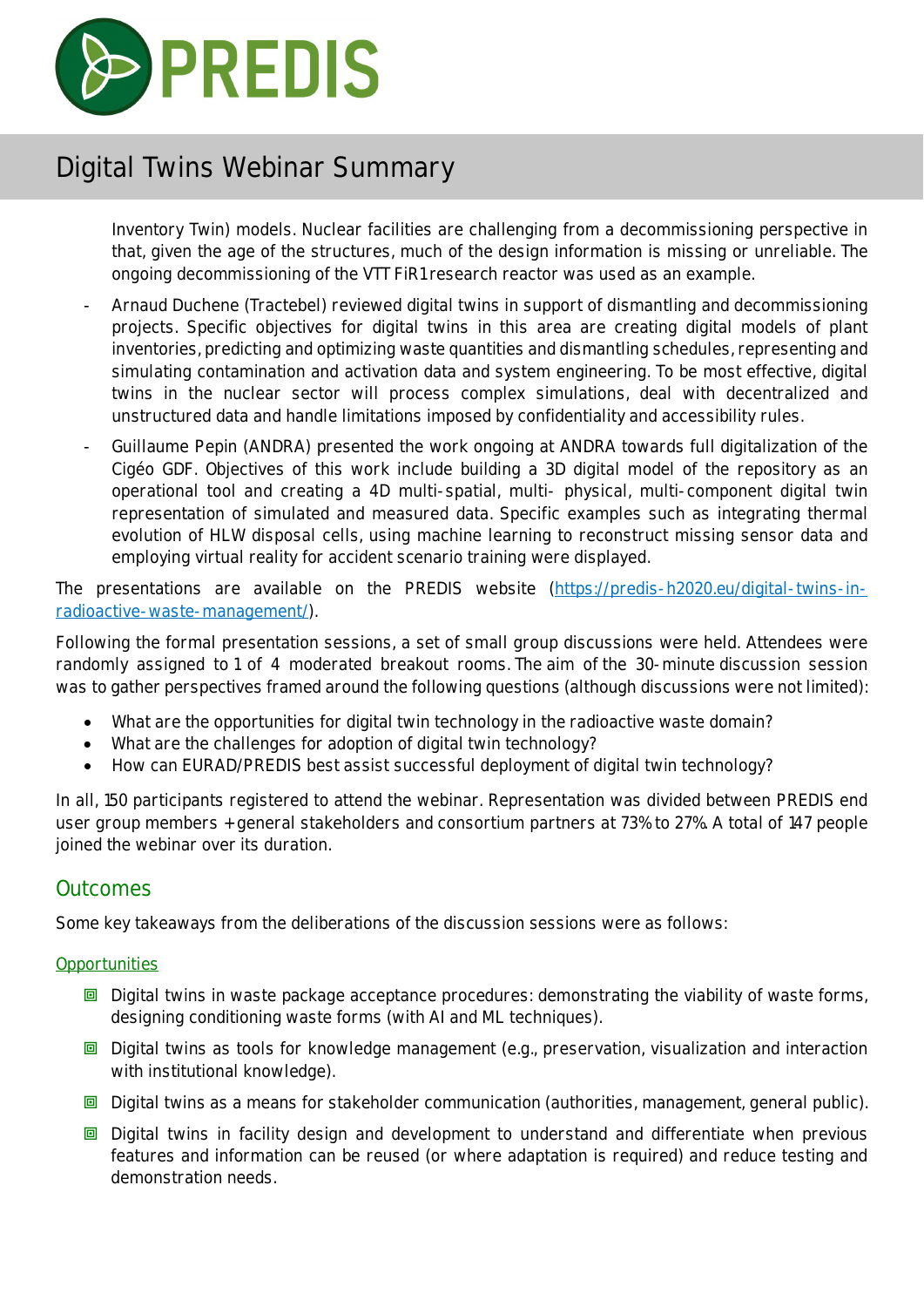Inventory Twin) models. Nuclear facilities are challenging from a decommissioning perspective in that, given the age of the structures, much of the design information is missing or unreliable. The ongoing decommissioning of the VTT FiR1 research reactor was used as an example.

- Arnaud Duchene (Tractebel) reviewed digital twins in support of dismantling and decommissioning projects. Specific objectives for digital twins in this area are creating digital models of plant inventories, predicting and optimizing waste quantities and dismantling schedules, representing and simulating contamination and activation data and system engineering. To be most effective, digital twins in the nuclear sector will process complex simulations, deal with decentralized and unstructured data and handle limitations imposed by confidentiality and accessibility rules.
- Guillaume Pepin (ANDRA) presented the work ongoing at ANDRA towards full digitalization of the Cigéo GDF. Objectives of this work include building a 3D digital model of the repository as an operational tool and creating a 4D multi-spatial, multi- physical, multi-component digital twin representation of simulated and measured data. Specific examples such as integrating thermal evolution of HLW disposal cells, using machine learning to reconstruct missing sensor data and employing virtual reality for accident scenario training were displayed.

The presentations are available on the PREDIS website ([https://predis-h2020.eu/digital-twins-in-radioactive-waste-management/](https://predis-h2020.eu/digital-twins-in-radioactive-waste-management/)).

Following the formal presentation sessions, a set of small group discussions were held. Attendees were randomly assigned to 1 of 4 moderated breakout rooms. The aim of the 30-minute discussion session was to gather perspectives framed around the following questions (although discussions were not limited):

- What are the opportunities for digital twin technology in the radioactive waste domain?
- What are the challenges for adoption of digital twin technology?
- How can EURAD/PREDIS best assist successful deployment of digital twin technology?

In all, 150 participants registered to attend the webinar. Representation was divided between PREDIS end user group members + general stakeholders and consortium partners at 73% to 27%. A total of 147 people joined the webinar over its duration.

## Outcomes

Some key takeaways from the deliberations of the discussion sessions were as follows:

### Opportunities

- Digital twins in waste package acceptance procedures: demonstrating the viability of waste forms, designing conditioning waste forms (with AI and ML techniques).
- Digital twins as tools for knowledge management (e.g., preservation, visualization and interaction with institutional knowledge).
- Digital twins as a means for stakeholder communication (authorities, management, general public).
- Digital twins in facility design and development to understand and differentiate when previous features and information can be reused (or where adaptation is required) and reduce testing and demonstration needs.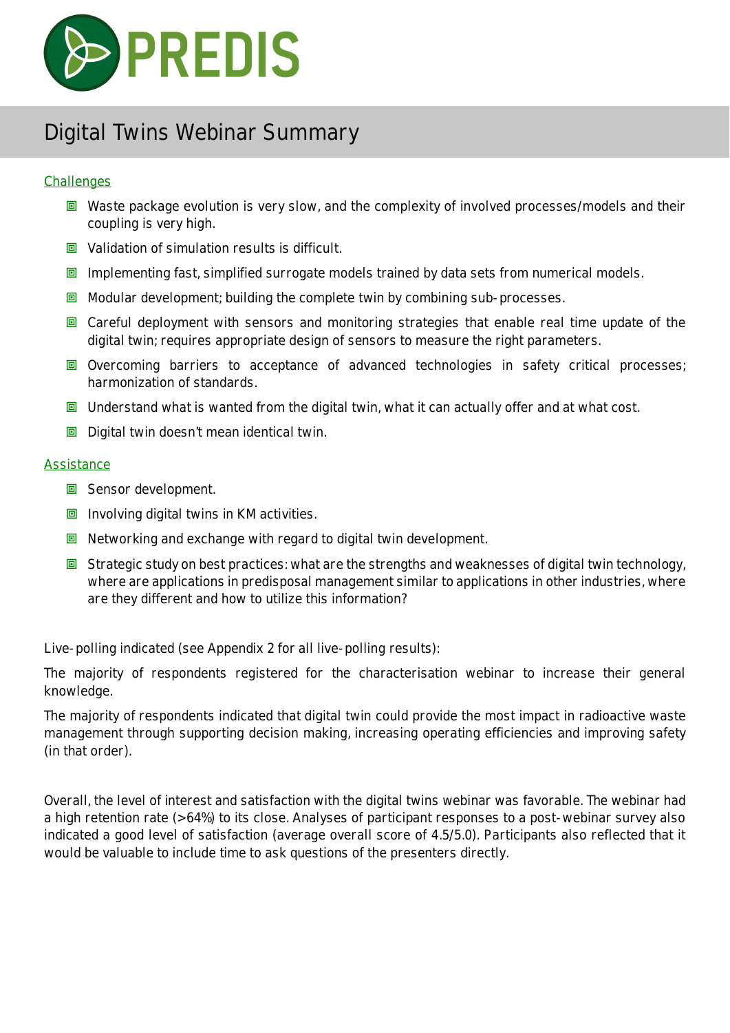# Digital Twins Webinar Summary

Challenges

- Waste package evolution is very slow, and the complexity of involved processes/models and their coupling is very high.
- Validation of simulation results is difficult.
- Implementing fast, simplified surrogate models trained by data sets from numerical models.
- Modular development; building the complete twin by combining sub-processes.
- Careful deployment with sensors and monitoring strategies that enable real time update of the digital twin; requires appropriate design of sensors to measure the right parameters.
- Overcoming barriers to acceptance of advanced technologies in safety critical processes; harmonization of standards.
- Understand what is wanted from the digital twin, what it can actually offer and at what cost.
- Digital twin doesn't mean identical twin.

Assistance

- Sensor development.
- Involving digital twins in KM activities.
- Networking and exchange with regard to digital twin development.
- Strategic study on best practices: what are the strengths and weaknesses of digital twin technology, where are applications in predisposal management similar to applications in other industries, where are they different and how to utilize this information?

Live-polling indicated (see Appendix 2 for all live-polling results):

The majority of respondents registered for the characterisation webinar to increase their general knowledge.

The majority of respondents indicated that digital twin could provide the most impact in radioactive waste management through supporting decision making, increasing operating efficiencies and improving safety (in that order).

Overall, the level of interest and satisfaction with the digital twins webinar was favorable. The webinar had a high retention rate (>64%) to its close. Analyses of participant responses to a post-webinar survey also indicated a good level of satisfaction (average overall score of 4.5/5.0). Participants also reflected that it would be valuable to include time to ask questions of the presenters directly.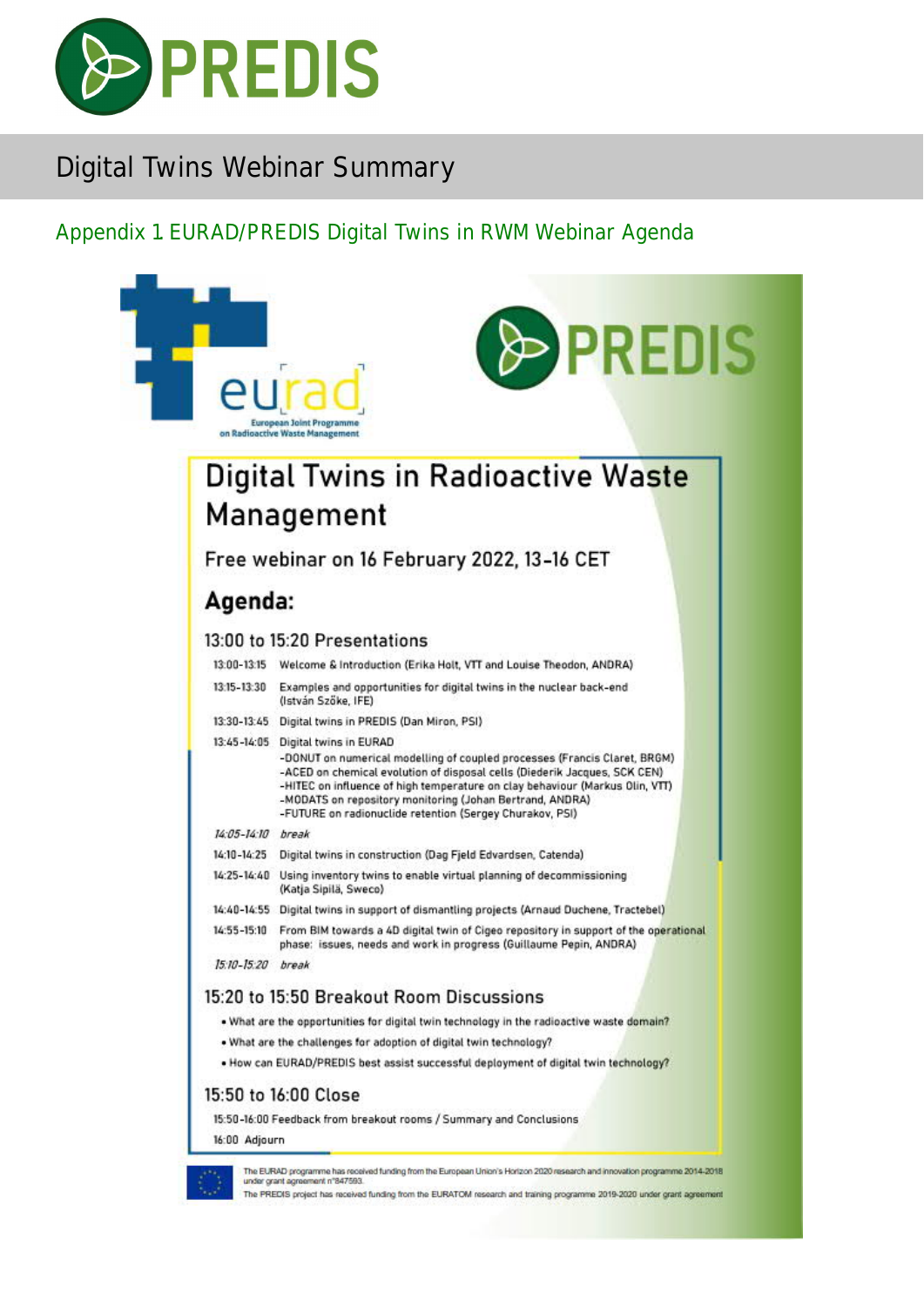# Digital Twins Webinar Summary

## Appendix 1 EURAD/PREDIS Digital Twins in RWM Webinar Agenda

eurad
European Joint Programme on Radioactive Waste Management

PREDIS

# Digital Twins in Radioactive Waste Management

Free webinar on 16 February 2022, 13-16 CET

## Agenda:

### 13:00 to 15:20 Presentations

| | |
|---|---|
| 13:00-13:15 | Welcome & Introduction (Erika Holt, VTT and Louise Theodon, ANDRA) |
| 13:15-13:30 | Examples and opportunities for digital twins in the nuclear back-end (István Szőke, IFE) |
| 13:30-13:45 | Digital twins in PREDIS (Dan Miron, PSI) |
| 13:45-14:05 | Digital twins in EURAD<br>-DONUT on numerical modelling of coupled processes (Francis Claret, BRGM)<br>-ACED on chemical evolution of disposal cells (Diederik Jacques, SCK CEN)<br>-HITEC on influence of high temperature on clay behaviour (Markus Olin, VTT)<br>-MODATS on repository monitoring (Johan Bertrand, ANDRA)<br>-FUTURE on radionuclide retention (Sergey Churakov, PSI) |
| *14:05-14:10* | *break* |
| 14:10-14:25 | Digital twins in construction (Dag Fjeld Edvardsen, Catenda) |
| 14:25-14:40 | Using inventory twins to enable virtual planning of decommissioning (Katja Sipilä, Sweco) |
| 14:40-14:55 | Digital twins in support of dismantling projects (Arnaud Duchene, Tractebel) |
| 14:55-15:10 | From BIM towards a 4D digital twin of Cigeo repository in support of the operational phase: issues, needs and work in progress (Guillaume Pepin, ANDRA) |
| *15:10-15:20* | *break* |

### 15:20 to 15:50 Breakout Room Discussions

- What are the opportunities for digital twin technology in the radioactive waste domain?
- What are the challenges for adoption of digital twin technology?
- How can EURAD/PREDIS best assist successful deployment of digital twin technology?

### 15:50 to 16:00 Close

15:50-16:00 Feedback from breakout rooms / Summary and Conclusions

16:00 Adjourn

The EURAD programme has received funding from the European Union's Horizon 2020 research and innovation programme 2014-2018 under grant agreement n°847593.
The PREDIS project has received funding from the EURATOM research and training programme 2019-2020 under grant agreement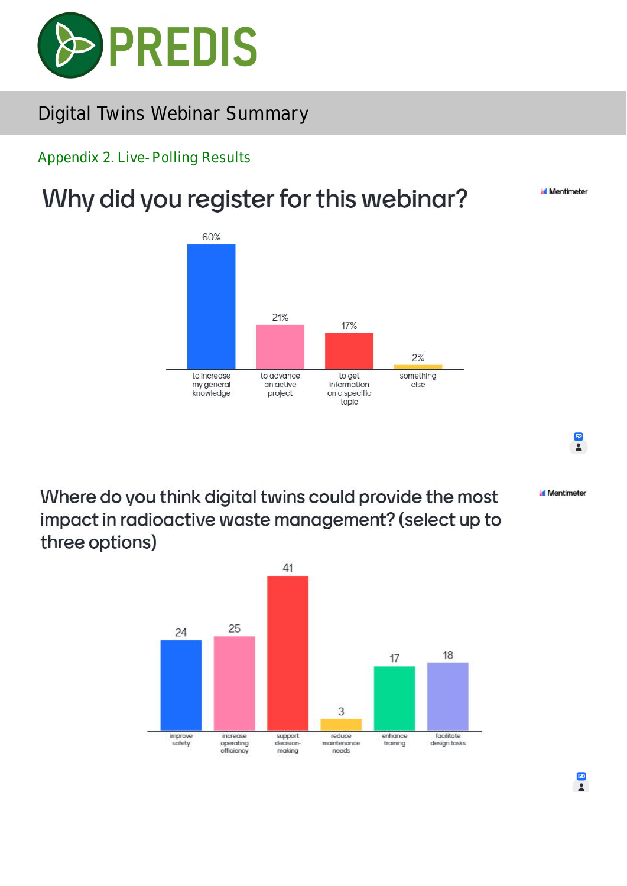## Appendix 2. Live-Polling Results

### Why did you register for this webinar?

Mentimeter

60%
to increase my general knowledge

21%
to advance an active project

17%
to get information on a specific topic

2%
something else

52

### Where do you think digital twins could provide the most impact in radioactive waste management? (select up to three options)

Mentimeter

24
improve safety

25
increase operating efficiency

41
support decision-making

3
reduce maintenance needs

17
enhance training

18
facilitate design tasks

50